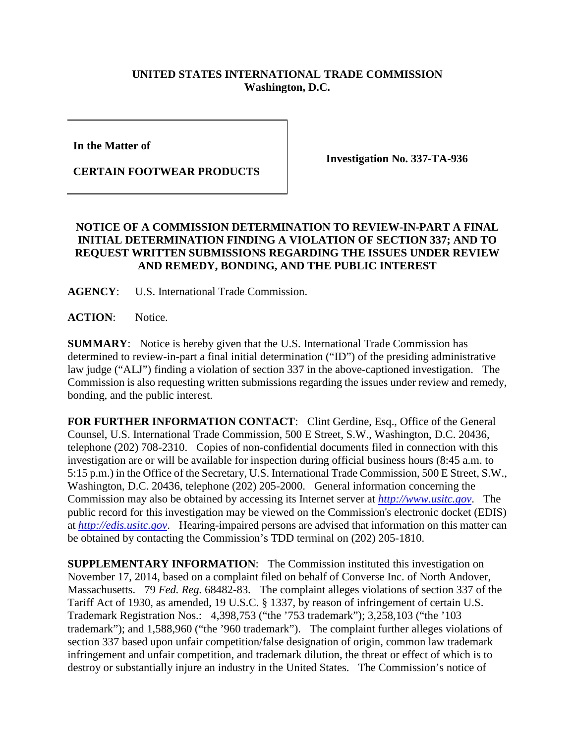**UNITED STATES INTERNATIONAL TRADE COMMISSION**
**Washington, D.C.**

| | |
|---|---|
| **In the Matter of**<br><br>**CERTAIN FOOTWEAR PRODUCTS** | **Investigation No. 337-TA-936** |

**NOTICE OF A COMMISSION DETERMINATION TO REVIEW-IN-PART A FINAL INITIAL DETERMINATION FINDING A VIOLATION OF SECTION 337; AND TO REQUEST WRITTEN SUBMISSIONS REGARDING THE ISSUES UNDER REVIEW AND REMEDY, BONDING, AND THE PUBLIC INTEREST**

**AGENCY**: U.S. International Trade Commission.

**ACTION**: Notice.

**SUMMARY**: Notice is hereby given that the U.S. International Trade Commission has determined to review-in-part a final initial determination ("ID") of the presiding administrative law judge ("ALJ") finding a violation of section 337 in the above-captioned investigation. The Commission is also requesting written submissions regarding the issues under review and remedy, bonding, and the public interest.

**FOR FURTHER INFORMATION CONTACT**: Clint Gerdine, Esq., Office of the General Counsel, U.S. International Trade Commission, 500 E Street, S.W., Washington, D.C. 20436, telephone (202) 708-2310. Copies of non-confidential documents filed in connection with this investigation are or will be available for inspection during official business hours (8:45 a.m. to 5:15 p.m.) in the Office of the Secretary, U.S. International Trade Commission, 500 E Street, S.W., Washington, D.C. 20436, telephone (202) 205-2000. General information concerning the Commission may also be obtained by accessing its Internet server at *http://www.usitc.gov*. The public record for this investigation may be viewed on the Commission's electronic docket (EDIS) at *http://edis.usitc.gov*. Hearing-impaired persons are advised that information on this matter can be obtained by contacting the Commission's TDD terminal on (202) 205-1810.

**SUPPLEMENTARY INFORMATION**: The Commission instituted this investigation on November 17, 2014, based on a complaint filed on behalf of Converse Inc. of North Andover, Massachusetts. 79 *Fed. Reg.* 68482-83. The complaint alleges violations of section 337 of the Tariff Act of 1930, as amended, 19 U.S.C. § 1337, by reason of infringement of certain U.S. Trademark Registration Nos.: 4,398,753 ("the '753 trademark"); 3,258,103 ("the '103 trademark"); and 1,588,960 ("the '960 trademark"). The complaint further alleges violations of section 337 based upon unfair competition/false designation of origin, common law trademark infringement and unfair competition, and trademark dilution, the threat or effect of which is to destroy or substantially injure an industry in the United States. The Commission's notice of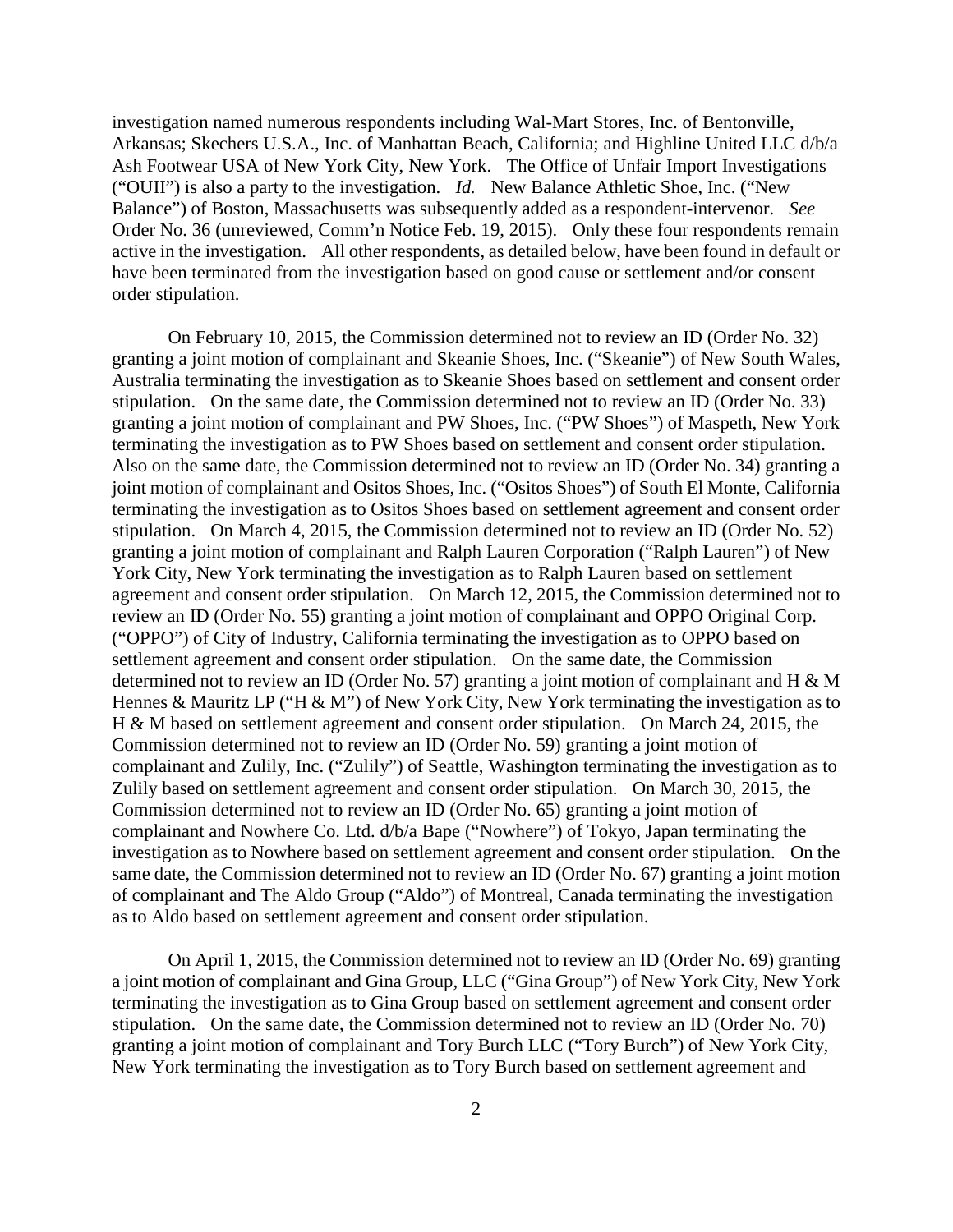investigation named numerous respondents including Wal-Mart Stores, Inc. of Bentonville, Arkansas; Skechers U.S.A., Inc. of Manhattan Beach, California; and Highline United LLC d/b/a Ash Footwear USA of New York City, New York. The Office of Unfair Import Investigations ("OUII") is also a party to the investigation. *Id.* New Balance Athletic Shoe, Inc. ("New Balance") of Boston, Massachusetts was subsequently added as a respondent-intervenor. *See* Order No. 36 (unreviewed, Comm'n Notice Feb. 19, 2015). Only these four respondents remain active in the investigation. All other respondents, as detailed below, have been found in default or have been terminated from the investigation based on good cause or settlement and/or consent order stipulation.

On February 10, 2015, the Commission determined not to review an ID (Order No. 32) granting a joint motion of complainant and Skeanie Shoes, Inc. ("Skeanie") of New South Wales, Australia terminating the investigation as to Skeanie Shoes based on settlement and consent order stipulation. On the same date, the Commission determined not to review an ID (Order No. 33) granting a joint motion of complainant and PW Shoes, Inc. ("PW Shoes") of Maspeth, New York terminating the investigation as to PW Shoes based on settlement and consent order stipulation. Also on the same date, the Commission determined not to review an ID (Order No. 34) granting a joint motion of complainant and Ositos Shoes, Inc. ("Ositos Shoes") of South El Monte, California terminating the investigation as to Ositos Shoes based on settlement agreement and consent order stipulation. On March 4, 2015, the Commission determined not to review an ID (Order No. 52) granting a joint motion of complainant and Ralph Lauren Corporation ("Ralph Lauren") of New York City, New York terminating the investigation as to Ralph Lauren based on settlement agreement and consent order stipulation. On March 12, 2015, the Commission determined not to review an ID (Order No. 55) granting a joint motion of complainant and OPPO Original Corp. ("OPPO") of City of Industry, California terminating the investigation as to OPPO based on settlement agreement and consent order stipulation. On the same date, the Commission determined not to review an ID (Order No. 57) granting a joint motion of complainant and H & M Hennes & Mauritz LP ("H & M") of New York City, New York terminating the investigation as to H & M based on settlement agreement and consent order stipulation. On March 24, 2015, the Commission determined not to review an ID (Order No. 59) granting a joint motion of complainant and Zulily, Inc. ("Zulily") of Seattle, Washington terminating the investigation as to Zulily based on settlement agreement and consent order stipulation. On March 30, 2015, the Commission determined not to review an ID (Order No. 65) granting a joint motion of complainant and Nowhere Co. Ltd. d/b/a Bape ("Nowhere") of Tokyo, Japan terminating the investigation as to Nowhere based on settlement agreement and consent order stipulation. On the same date, the Commission determined not to review an ID (Order No. 67) granting a joint motion of complainant and The Aldo Group ("Aldo") of Montreal, Canada terminating the investigation as to Aldo based on settlement agreement and consent order stipulation.

On April 1, 2015, the Commission determined not to review an ID (Order No. 69) granting a joint motion of complainant and Gina Group, LLC ("Gina Group") of New York City, New York terminating the investigation as to Gina Group based on settlement agreement and consent order stipulation. On the same date, the Commission determined not to review an ID (Order No. 70) granting a joint motion of complainant and Tory Burch LLC ("Tory Burch") of New York City, New York terminating the investigation as to Tory Burch based on settlement agreement and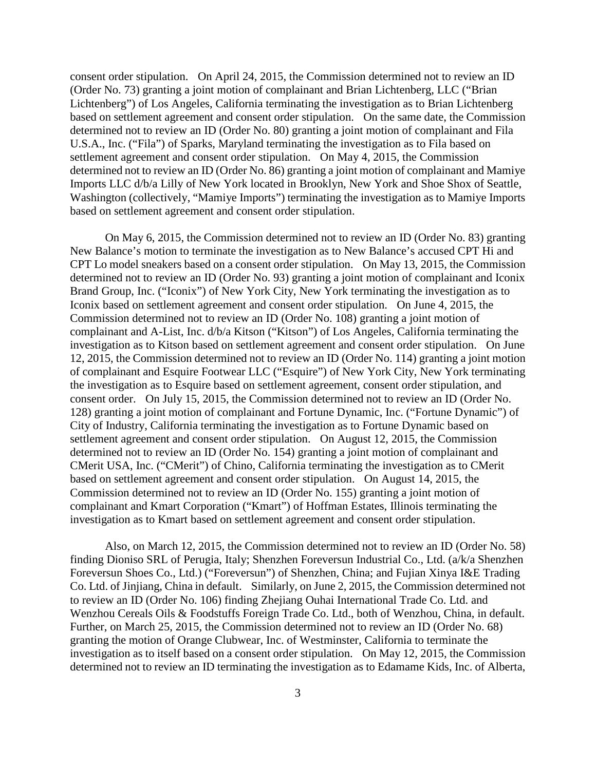consent order stipulation. On April 24, 2015, the Commission determined not to review an ID (Order No. 73) granting a joint motion of complainant and Brian Lichtenberg, LLC ("Brian Lichtenberg") of Los Angeles, California terminating the investigation as to Brian Lichtenberg based on settlement agreement and consent order stipulation. On the same date, the Commission determined not to review an ID (Order No. 80) granting a joint motion of complainant and Fila U.S.A., Inc. ("Fila") of Sparks, Maryland terminating the investigation as to Fila based on settlement agreement and consent order stipulation. On May 4, 2015, the Commission determined not to review an ID (Order No. 86) granting a joint motion of complainant and Mamiye Imports LLC d/b/a Lilly of New York located in Brooklyn, New York and Shoe Shox of Seattle, Washington (collectively, "Mamiye Imports") terminating the investigation as to Mamiye Imports based on settlement agreement and consent order stipulation.

On May 6, 2015, the Commission determined not to review an ID (Order No. 83) granting New Balance's motion to terminate the investigation as to New Balance's accused CPT Hi and CPT Lo model sneakers based on a consent order stipulation. On May 13, 2015, the Commission determined not to review an ID (Order No. 93) granting a joint motion of complainant and Iconix Brand Group, Inc. ("Iconix") of New York City, New York terminating the investigation as to Iconix based on settlement agreement and consent order stipulation. On June 4, 2015, the Commission determined not to review an ID (Order No. 108) granting a joint motion of complainant and A-List, Inc. d/b/a Kitson ("Kitson") of Los Angeles, California terminating the investigation as to Kitson based on settlement agreement and consent order stipulation. On June 12, 2015, the Commission determined not to review an ID (Order No. 114) granting a joint motion of complainant and Esquire Footwear LLC ("Esquire") of New York City, New York terminating the investigation as to Esquire based on settlement agreement, consent order stipulation, and consent order. On July 15, 2015, the Commission determined not to review an ID (Order No. 128) granting a joint motion of complainant and Fortune Dynamic, Inc. ("Fortune Dynamic") of City of Industry, California terminating the investigation as to Fortune Dynamic based on settlement agreement and consent order stipulation. On August 12, 2015, the Commission determined not to review an ID (Order No. 154) granting a joint motion of complainant and CMerit USA, Inc. ("CMerit") of Chino, California terminating the investigation as to CMerit based on settlement agreement and consent order stipulation. On August 14, 2015, the Commission determined not to review an ID (Order No. 155) granting a joint motion of complainant and Kmart Corporation ("Kmart") of Hoffman Estates, Illinois terminating the investigation as to Kmart based on settlement agreement and consent order stipulation.

Also, on March 12, 2015, the Commission determined not to review an ID (Order No. 58) finding Dioniso SRL of Perugia, Italy; Shenzhen Foreversun Industrial Co., Ltd. (a/k/a Shenzhen Foreversun Shoes Co., Ltd.) ("Foreversun") of Shenzhen, China; and Fujian Xinya I&E Trading Co. Ltd. of Jinjiang, China in default. Similarly, on June 2, 2015, the Commission determined not to review an ID (Order No. 106) finding Zhejiang Ouhai International Trade Co. Ltd. and Wenzhou Cereals Oils & Foodstuffs Foreign Trade Co. Ltd., both of Wenzhou, China, in default. Further, on March 25, 2015, the Commission determined not to review an ID (Order No. 68) granting the motion of Orange Clubwear, Inc. of Westminster, California to terminate the investigation as to itself based on a consent order stipulation. On May 12, 2015, the Commission determined not to review an ID terminating the investigation as to Edamame Kids, Inc. of Alberta,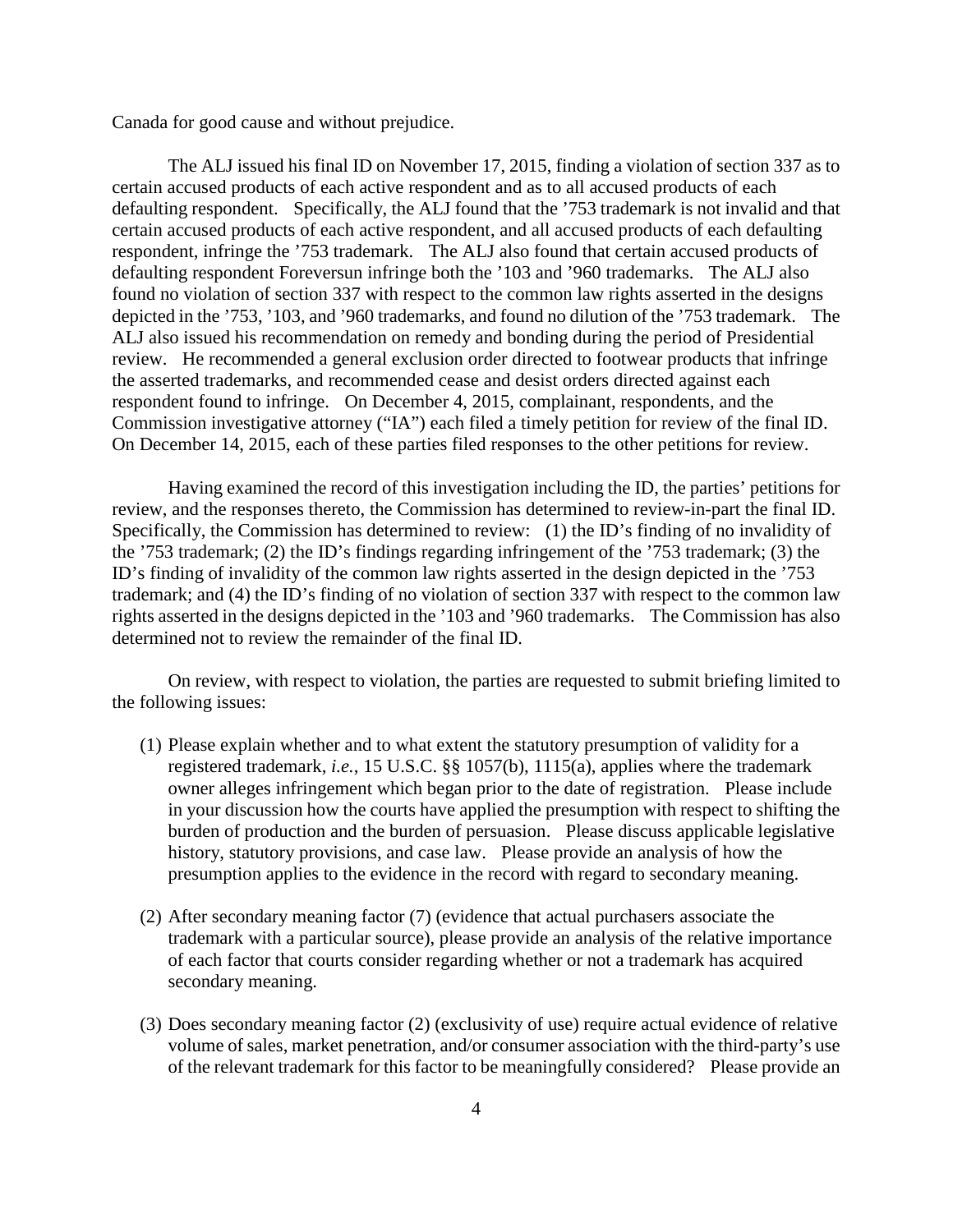Canada for good cause and without prejudice.

The ALJ issued his final ID on November 17, 2015, finding a violation of section 337 as to certain accused products of each active respondent and as to all accused products of each defaulting respondent. Specifically, the ALJ found that the '753 trademark is not invalid and that certain accused products of each active respondent, and all accused products of each defaulting respondent, infringe the '753 trademark. The ALJ also found that certain accused products of defaulting respondent Foreversun infringe both the '103 and '960 trademarks. The ALJ also found no violation of section 337 with respect to the common law rights asserted in the designs depicted in the '753, '103, and '960 trademarks, and found no dilution of the '753 trademark. The ALJ also issued his recommendation on remedy and bonding during the period of Presidential review. He recommended a general exclusion order directed to footwear products that infringe the asserted trademarks, and recommended cease and desist orders directed against each respondent found to infringe. On December 4, 2015, complainant, respondents, and the Commission investigative attorney ("IA") each filed a timely petition for review of the final ID. On December 14, 2015, each of these parties filed responses to the other petitions for review.

Having examined the record of this investigation including the ID, the parties' petitions for review, and the responses thereto, the Commission has determined to review-in-part the final ID. Specifically, the Commission has determined to review: (1) the ID's finding of no invalidity of the '753 trademark; (2) the ID's findings regarding infringement of the '753 trademark; (3) the ID's finding of invalidity of the common law rights asserted in the design depicted in the '753 trademark; and (4) the ID's finding of no violation of section 337 with respect to the common law rights asserted in the designs depicted in the '103 and '960 trademarks. The Commission has also determined not to review the remainder of the final ID.

On review, with respect to violation, the parties are requested to submit briefing limited to the following issues:

(1) Please explain whether and to what extent the statutory presumption of validity for a registered trademark, *i.e.*, 15 U.S.C. §§ 1057(b), 1115(a), applies where the trademark owner alleges infringement which began prior to the date of registration. Please include in your discussion how the courts have applied the presumption with respect to shifting the burden of production and the burden of persuasion. Please discuss applicable legislative history, statutory provisions, and case law. Please provide an analysis of how the presumption applies to the evidence in the record with regard to secondary meaning.

(2) After secondary meaning factor (7) (evidence that actual purchasers associate the trademark with a particular source), please provide an analysis of the relative importance of each factor that courts consider regarding whether or not a trademark has acquired secondary meaning.

(3) Does secondary meaning factor (2) (exclusivity of use) require actual evidence of relative volume of sales, market penetration, and/or consumer association with the third-party's use of the relevant trademark for this factor to be meaningfully considered? Please provide an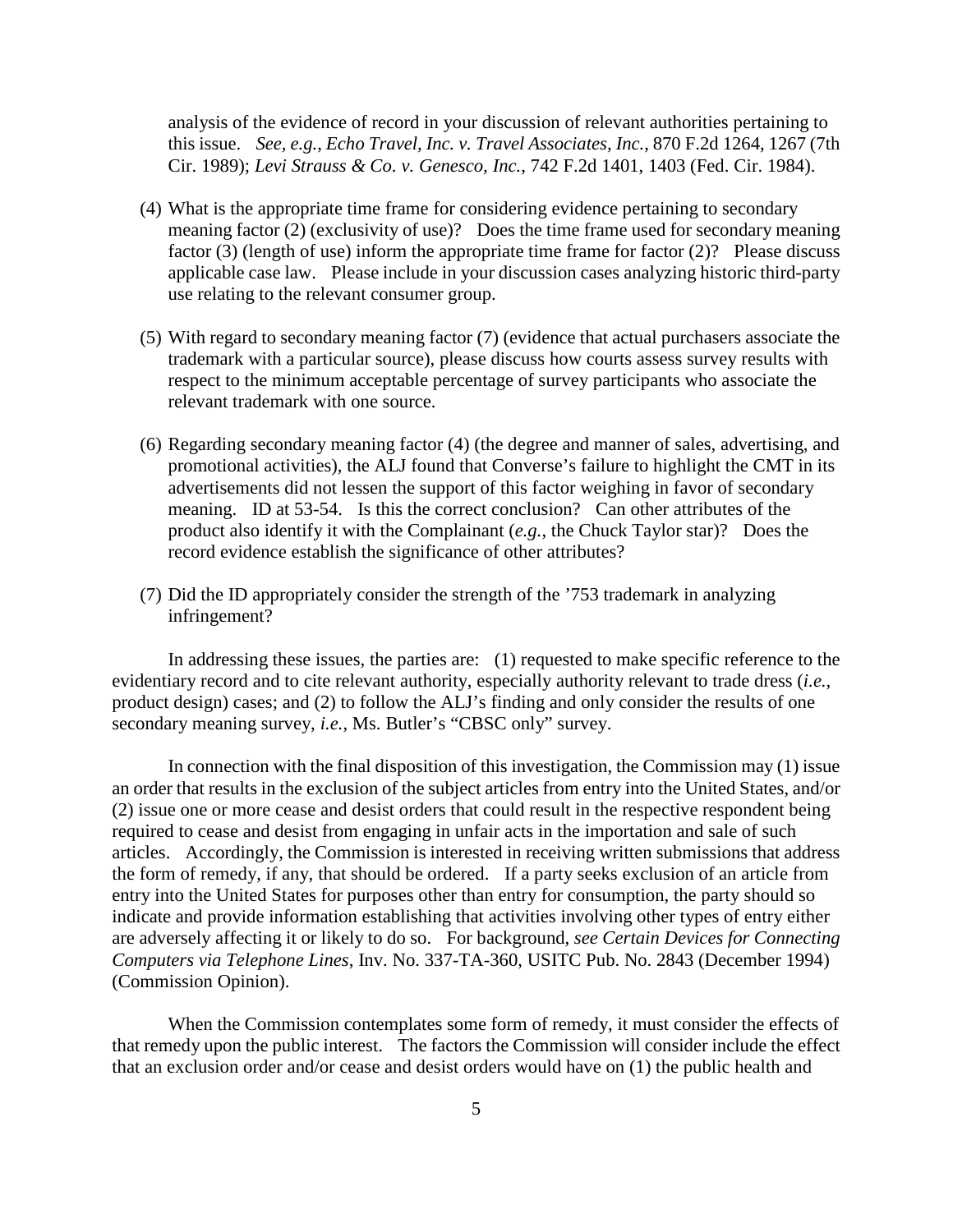analysis of the evidence of record in your discussion of relevant authorities pertaining to this issue. *See, e.g.*, *Echo Travel, Inc. v. Travel Associates, Inc.*, 870 F.2d 1264, 1267 (7th Cir. 1989); *Levi Strauss & Co. v. Genesco, Inc.*, 742 F.2d 1401, 1403 (Fed. Cir. 1984).

(4) What is the appropriate time frame for considering evidence pertaining to secondary meaning factor (2) (exclusivity of use)? Does the time frame used for secondary meaning factor (3) (length of use) inform the appropriate time frame for factor (2)? Please discuss applicable case law. Please include in your discussion cases analyzing historic third-party use relating to the relevant consumer group.

(5) With regard to secondary meaning factor (7) (evidence that actual purchasers associate the trademark with a particular source), please discuss how courts assess survey results with respect to the minimum acceptable percentage of survey participants who associate the relevant trademark with one source.

(6) Regarding secondary meaning factor (4) (the degree and manner of sales, advertising, and promotional activities), the ALJ found that Converse's failure to highlight the CMT in its advertisements did not lessen the support of this factor weighing in favor of secondary meaning. ID at 53-54. Is this the correct conclusion? Can other attributes of the product also identify it with the Complainant (*e.g.*, the Chuck Taylor star)? Does the record evidence establish the significance of other attributes?

(7) Did the ID appropriately consider the strength of the '753 trademark in analyzing infringement?

In addressing these issues, the parties are: (1) requested to make specific reference to the evidentiary record and to cite relevant authority, especially authority relevant to trade dress (*i.e.*, product design) cases; and (2) to follow the ALJ's finding and only consider the results of one secondary meaning survey, *i.e.*, Ms. Butler's "CBSC only" survey.

In connection with the final disposition of this investigation, the Commission may (1) issue an order that results in the exclusion of the subject articles from entry into the United States, and/or (2) issue one or more cease and desist orders that could result in the respective respondent being required to cease and desist from engaging in unfair acts in the importation and sale of such articles. Accordingly, the Commission is interested in receiving written submissions that address the form of remedy, if any, that should be ordered. If a party seeks exclusion of an article from entry into the United States for purposes other than entry for consumption, the party should so indicate and provide information establishing that activities involving other types of entry either are adversely affecting it or likely to do so. For background, *see Certain Devices for Connecting Computers via Telephone Lines*, Inv. No. 337-TA-360, USITC Pub. No. 2843 (December 1994) (Commission Opinion).

When the Commission contemplates some form of remedy, it must consider the effects of that remedy upon the public interest. The factors the Commission will consider include the effect that an exclusion order and/or cease and desist orders would have on (1) the public health and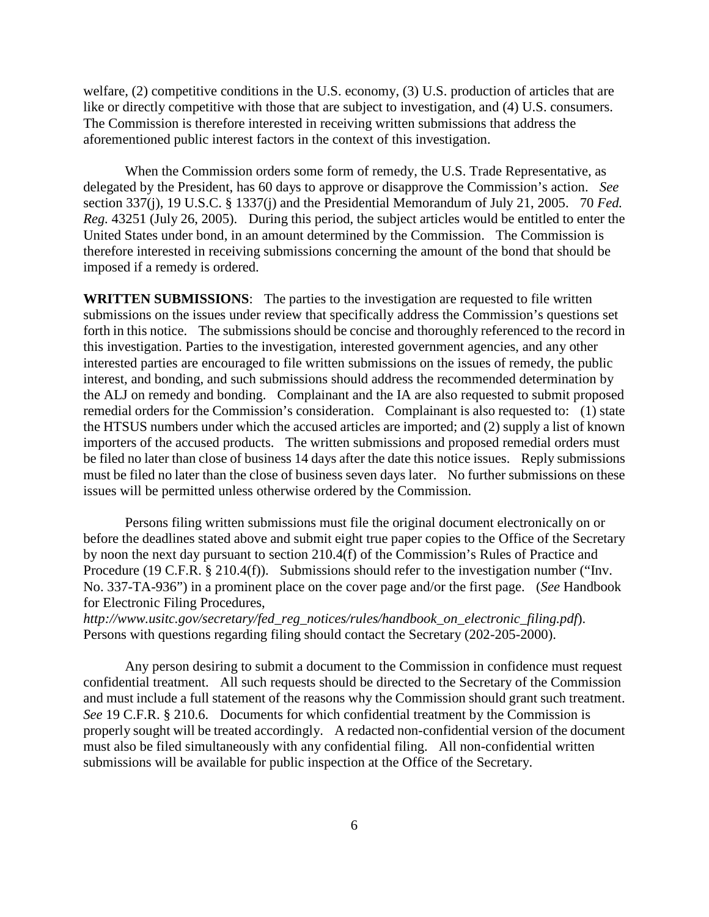welfare, (2) competitive conditions in the U.S. economy, (3) U.S. production of articles that are like or directly competitive with those that are subject to investigation, and (4) U.S. consumers. The Commission is therefore interested in receiving written submissions that address the aforementioned public interest factors in the context of this investigation.

When the Commission orders some form of remedy, the U.S. Trade Representative, as delegated by the President, has 60 days to approve or disapprove the Commission's action. *See* section 337(j), 19 U.S.C. § 1337(j) and the Presidential Memorandum of July 21, 2005. 70 *Fed. Reg.* 43251 (July 26, 2005). During this period, the subject articles would be entitled to enter the United States under bond, in an amount determined by the Commission. The Commission is therefore interested in receiving submissions concerning the amount of the bond that should be imposed if a remedy is ordered.

**WRITTEN SUBMISSIONS**: The parties to the investigation are requested to file written submissions on the issues under review that specifically address the Commission's questions set forth in this notice. The submissions should be concise and thoroughly referenced to the record in this investigation. Parties to the investigation, interested government agencies, and any other interested parties are encouraged to file written submissions on the issues of remedy, the public interest, and bonding, and such submissions should address the recommended determination by the ALJ on remedy and bonding. Complainant and the IA are also requested to submit proposed remedial orders for the Commission's consideration. Complainant is also requested to: (1) state the HTSUS numbers under which the accused articles are imported; and (2) supply a list of known importers of the accused products. The written submissions and proposed remedial orders must be filed no later than close of business 14 days after the date this notice issues. Reply submissions must be filed no later than the close of business seven days later. No further submissions on these issues will be permitted unless otherwise ordered by the Commission.

Persons filing written submissions must file the original document electronically on or before the deadlines stated above and submit eight true paper copies to the Office of the Secretary by noon the next day pursuant to section 210.4(f) of the Commission's Rules of Practice and Procedure (19 C.F.R. § 210.4(f)). Submissions should refer to the investigation number ("Inv. No. 337-TA-936") in a prominent place on the cover page and/or the first page. (*See* Handbook for Electronic Filing Procedures, *http://www.usitc.gov/secretary/fed_reg_notices/rules/handbook_on_electronic_filing.pdf*). Persons with questions regarding filing should contact the Secretary (202-205-2000).

Any person desiring to submit a document to the Commission in confidence must request confidential treatment. All such requests should be directed to the Secretary of the Commission and must include a full statement of the reasons why the Commission should grant such treatment. *See* 19 C.F.R. § 210.6. Documents for which confidential treatment by the Commission is properly sought will be treated accordingly. A redacted non-confidential version of the document must also be filed simultaneously with any confidential filing. All non-confidential written submissions will be available for public inspection at the Office of the Secretary.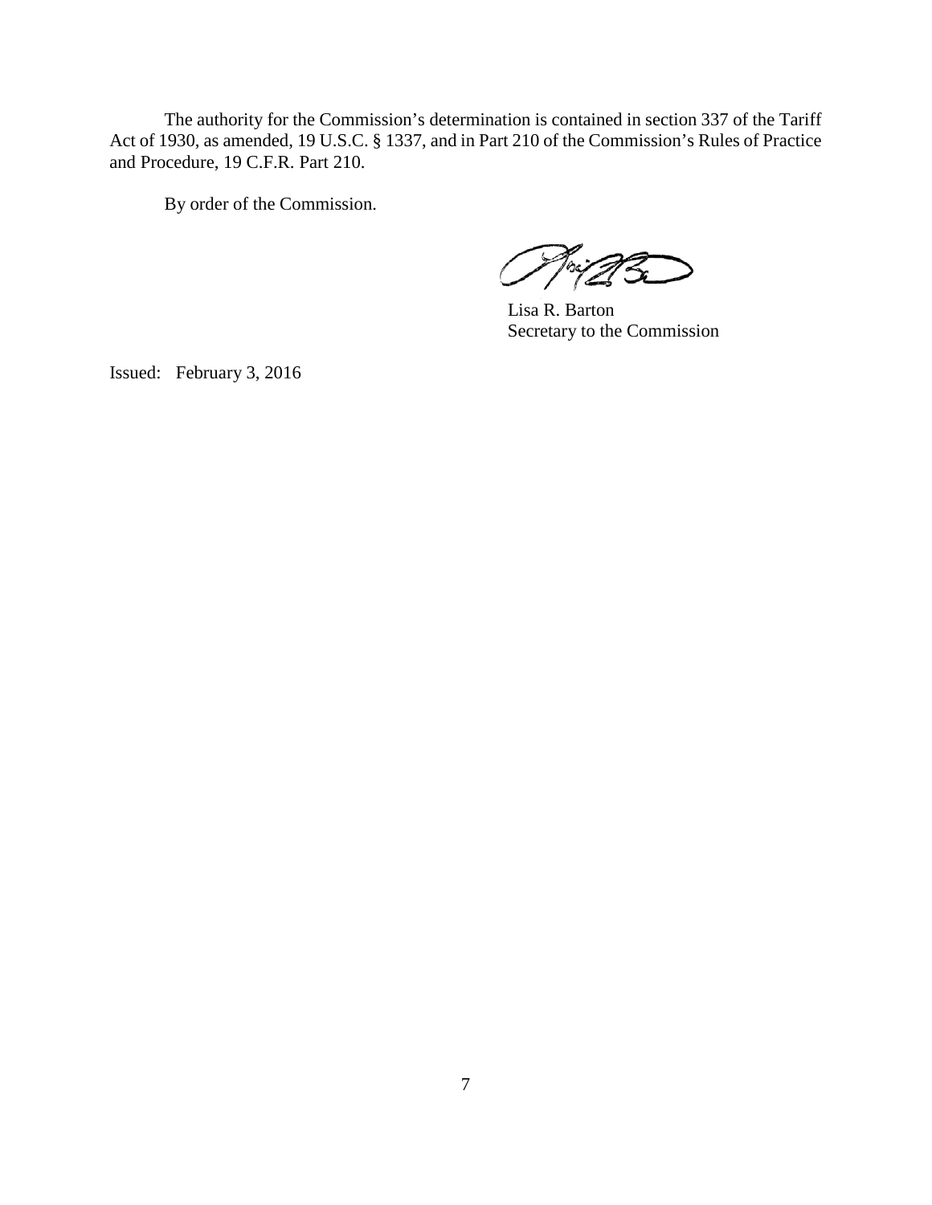The authority for the Commission's determination is contained in section 337 of the Tariff Act of 1930, as amended, 19 U.S.C. § 1337, and in Part 210 of the Commission's Rules of Practice and Procedure, 19 C.F.R. Part 210.

By order of the Commission.

Lisa R. Barton
Secretary to the Commission

Issued: February 3, 2016